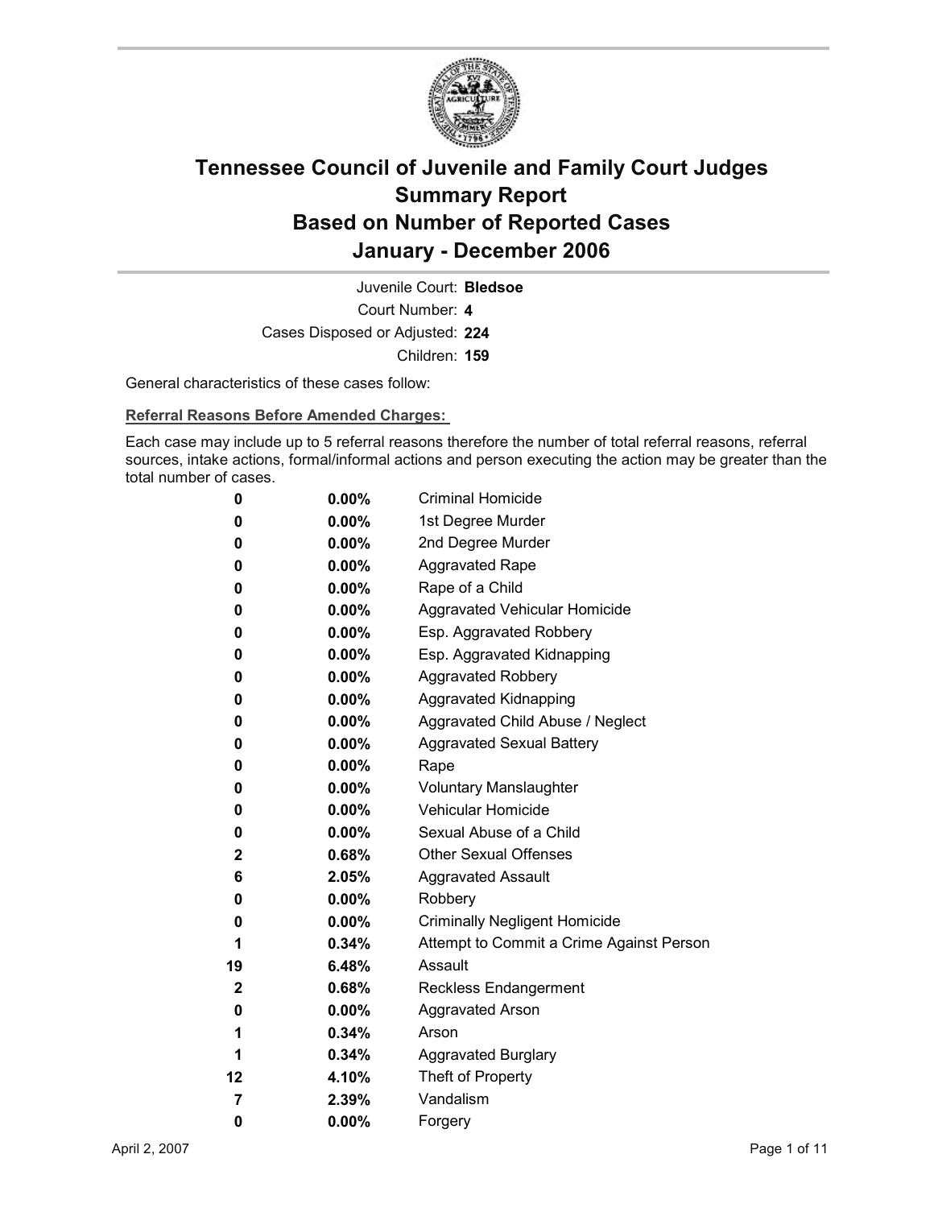# Tennessee Council of Juvenile and Family Court Judges
# Summary Report
# Based on Number of Reported Cases
# January - December 2006

Juvenile Court: **Bledsoe**

Court Number: **4**

Cases Disposed or Adjusted: **224**

Children: **159**

General characteristics of these cases follow:

**Referral Reasons Before Amended Charges:**

Each case may include up to 5 referral reasons therefore the number of total referral reasons, referral sources, intake actions, formal/informal actions and person executing the action may be greater than the total number of cases.

| Count | Percent | Referral Reason |
|---|---|---|
| 0 | 0.00% | Criminal Homicide |
| 0 | 0.00% | 1st Degree Murder |
| 0 | 0.00% | 2nd Degree Murder |
| 0 | 0.00% | Aggravated Rape |
| 0 | 0.00% | Rape of a Child |
| 0 | 0.00% | Aggravated Vehicular Homicide |
| 0 | 0.00% | Esp. Aggravated Robbery |
| 0 | 0.00% | Esp. Aggravated Kidnapping |
| 0 | 0.00% | Aggravated Robbery |
| 0 | 0.00% | Aggravated Kidnapping |
| 0 | 0.00% | Aggravated Child Abuse / Neglect |
| 0 | 0.00% | Aggravated Sexual Battery |
| 0 | 0.00% | Rape |
| 0 | 0.00% | Voluntary Manslaughter |
| 0 | 0.00% | Vehicular Homicide |
| 0 | 0.00% | Sexual Abuse of a Child |
| 2 | 0.68% | Other Sexual Offenses |
| 6 | 2.05% | Aggravated Assault |
| 0 | 0.00% | Robbery |
| 0 | 0.00% | Criminally Negligent Homicide |
| 1 | 0.34% | Attempt to Commit a Crime Against Person |
| 19 | 6.48% | Assault |
| 2 | 0.68% | Reckless Endangerment |
| 0 | 0.00% | Aggravated Arson |
| 1 | 0.34% | Arson |
| 1 | 0.34% | Aggravated Burglary |
| 12 | 4.10% | Theft of Property |
| 7 | 2.39% | Vandalism |
| 0 | 0.00% | Forgery |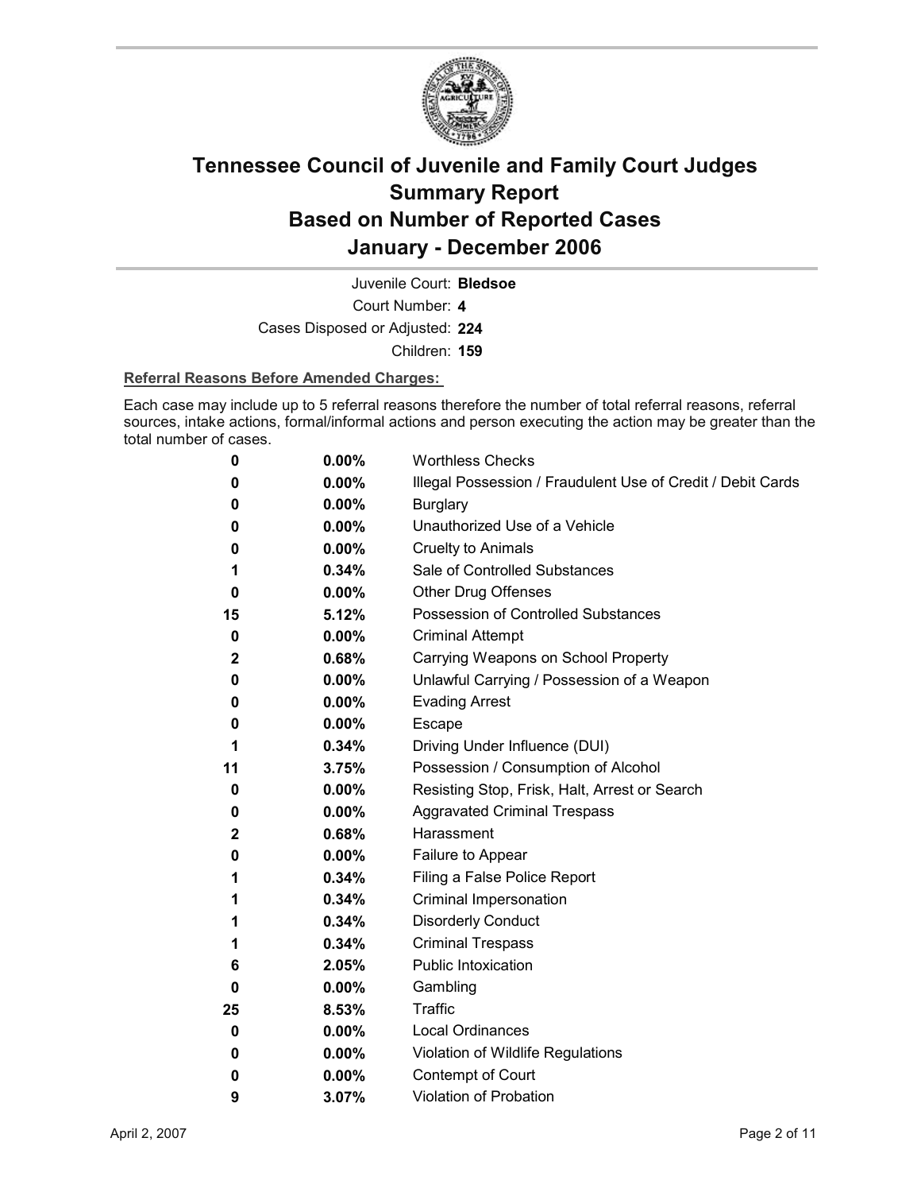# Tennessee Council of Juvenile and Family Court Judges
# Summary Report
# Based on Number of Reported Cases
# January - December 2006

Juvenile Court: **Bledsoe**

Court Number: **4**

Cases Disposed or Adjusted: **224**

Children: **159**

**Referral Reasons Before Amended Charges:**

Each case may include up to 5 referral reasons therefore the number of total referral reasons, referral sources, intake actions, formal/informal actions and person executing the action may be greater than the total number of cases.

| Count | Percent | Referral Reason |
|---|---|---|
| 0 | 0.00% | Worthless Checks |
| 0 | 0.00% | Illegal Possession / Fraudulent Use of Credit / Debit Cards |
| 0 | 0.00% | Burglary |
| 0 | 0.00% | Unauthorized Use of a Vehicle |
| 0 | 0.00% | Cruelty to Animals |
| 1 | 0.34% | Sale of Controlled Substances |
| 0 | 0.00% | Other Drug Offenses |
| 15 | 5.12% | Possession of Controlled Substances |
| 0 | 0.00% | Criminal Attempt |
| 2 | 0.68% | Carrying Weapons on School Property |
| 0 | 0.00% | Unlawful Carrying / Possession of a Weapon |
| 0 | 0.00% | Evading Arrest |
| 0 | 0.00% | Escape |
| 1 | 0.34% | Driving Under Influence (DUI) |
| 11 | 3.75% | Possession / Consumption of Alcohol |
| 0 | 0.00% | Resisting Stop, Frisk, Halt, Arrest or Search |
| 0 | 0.00% | Aggravated Criminal Trespass |
| 2 | 0.68% | Harassment |
| 0 | 0.00% | Failure to Appear |
| 1 | 0.34% | Filing a False Police Report |
| 1 | 0.34% | Criminal Impersonation |
| 1 | 0.34% | Disorderly Conduct |
| 1 | 0.34% | Criminal Trespass |
| 6 | 2.05% | Public Intoxication |
| 0 | 0.00% | Gambling |
| 25 | 8.53% | Traffic |
| 0 | 0.00% | Local Ordinances |
| 0 | 0.00% | Violation of Wildlife Regulations |
| 0 | 0.00% | Contempt of Court |
| 9 | 3.07% | Violation of Probation |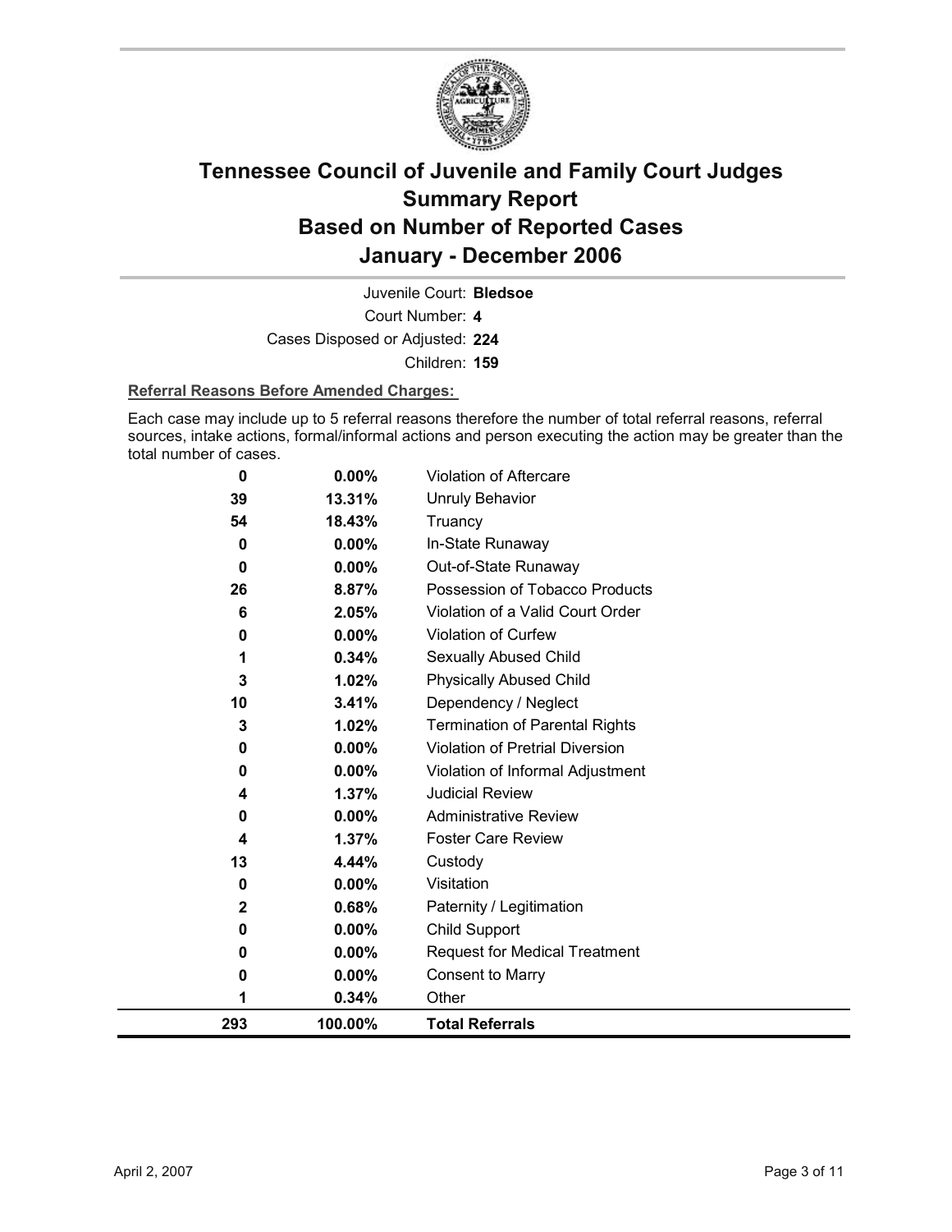# Tennessee Council of Juvenile and Family Court Judges
# Summary Report
# Based on Number of Reported Cases
# January - December 2006

Juvenile Court: **Bledsoe**

Court Number: **4**

Cases Disposed or Adjusted: **224**

Children: **159**

**Referral Reasons Before Amended Charges:**

Each case may include up to 5 referral reasons therefore the number of total referral reasons, referral sources, intake actions, formal/informal actions and person executing the action may be greater than the total number of cases.

| | | |
|---|---|---|
| **0** | **0.00%** | Violation of Aftercare |
| **39** | **13.31%** | Unruly Behavior |
| **54** | **18.43%** | Truancy |
| **0** | **0.00%** | In-State Runaway |
| **0** | **0.00%** | Out-of-State Runaway |
| **26** | **8.87%** | Possession of Tobacco Products |
| **6** | **2.05%** | Violation of a Valid Court Order |
| **0** | **0.00%** | Violation of Curfew |
| **1** | **0.34%** | Sexually Abused Child |
| **3** | **1.02%** | Physically Abused Child |
| **10** | **3.41%** | Dependency / Neglect |
| **3** | **1.02%** | Termination of Parental Rights |
| **0** | **0.00%** | Violation of Pretrial Diversion |
| **0** | **0.00%** | Violation of Informal Adjustment |
| **4** | **1.37%** | Judicial Review |
| **0** | **0.00%** | Administrative Review |
| **4** | **1.37%** | Foster Care Review |
| **13** | **4.44%** | Custody |
| **0** | **0.00%** | Visitation |
| **2** | **0.68%** | Paternity / Legitimation |
| **0** | **0.00%** | Child Support |
| **0** | **0.00%** | Request for Medical Treatment |
| **0** | **0.00%** | Consent to Marry |
| **1** | **0.34%** | Other |
| **293** | **100.00%** | **Total Referrals** |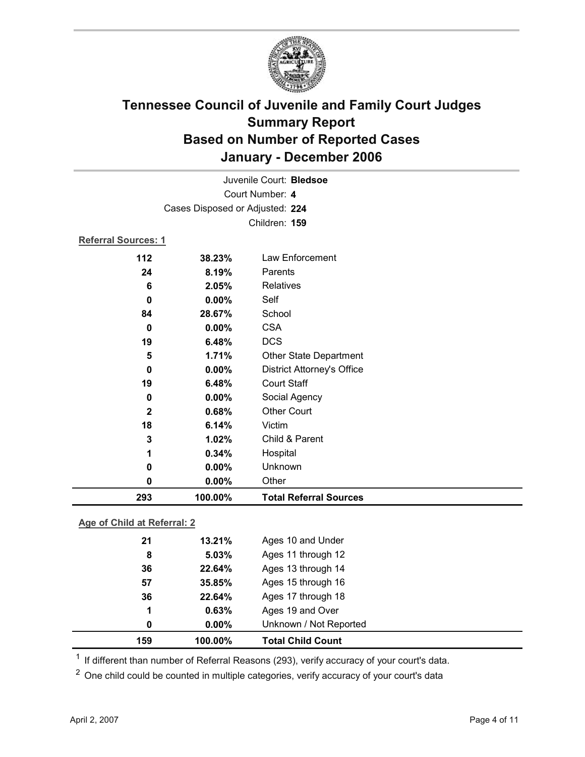# Tennessee Council of Juvenile and Family Court Judges
## Summary Report
## Based on Number of Reported Cases
## January - December 2006

Juvenile Court: **Bledsoe**
Court Number: **4**
Cases Disposed or Adjusted: **224**
Children: **159**

**Referral Sources: 1**

| Count | Percent | Source |
|---|---|---|
| 112 | 38.23% | Law Enforcement |
| 24 | 8.19% | Parents |
| 6 | 2.05% | Relatives |
| 0 | 0.00% | Self |
| 84 | 28.67% | School |
| 0 | 0.00% | CSA |
| 19 | 6.48% | DCS |
| 5 | 1.71% | Other State Department |
| 0 | 0.00% | District Attorney's Office |
| 19 | 6.48% | Court Staff |
| 0 | 0.00% | Social Agency |
| 2 | 0.68% | Other Court |
| 18 | 6.14% | Victim |
| 3 | 1.02% | Child & Parent |
| 1 | 0.34% | Hospital |
| 0 | 0.00% | Unknown |
| 0 | 0.00% | Other |
| **293** | **100.00%** | **Total Referral Sources** |

**Age of Child at Referral: 2**

| Count | Percent | Age |
|---|---|---|
| 21 | 13.21% | Ages 10 and Under |
| 8 | 5.03% | Ages 11 through 12 |
| 36 | 22.64% | Ages 13 through 14 |
| 57 | 35.85% | Ages 15 through 16 |
| 36 | 22.64% | Ages 17 through 18 |
| 1 | 0.63% | Ages 19 and Over |
| 0 | 0.00% | Unknown / Not Reported |
| **159** | **100.00%** | **Total Child Count** |

[1] If different than number of Referral Reasons (293), verify accuracy of your court's data.

[2] One child could be counted in multiple categories, verify accuracy of your court's data

April 2, 2007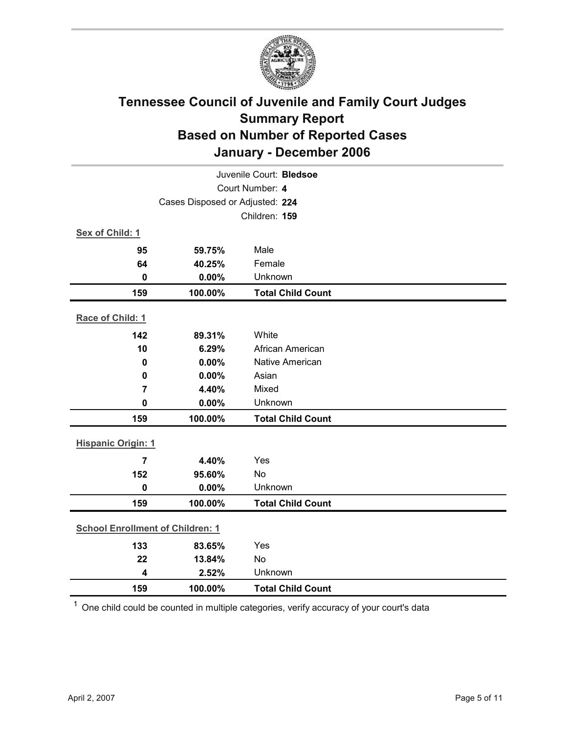# Tennessee Council of Juvenile and Family Court Judges
## Summary Report
## Based on Number of Reported Cases
## January - December 2006

Juvenile Court: **Bledsoe**
Court Number: **4**
Cases Disposed or Adjusted: **224**
Children: **159**

**Sex of Child: 1**

| Count | Percent | Category |
|---|---|---|
| 95 | 59.75% | Male |
| 64 | 40.25% | Female |
| 0 | 0.00% | Unknown |
| **159** | **100.00%** | **Total Child Count** |

**Race of Child: 1**

| Count | Percent | Category |
|---|---|---|
| 142 | 89.31% | White |
| 10 | 6.29% | African American |
| 0 | 0.00% | Native American |
| 0 | 0.00% | Asian |
| 7 | 4.40% | Mixed |
| 0 | 0.00% | Unknown |
| **159** | **100.00%** | **Total Child Count** |

**Hispanic Origin: 1**

| Count | Percent | Category |
|---|---|---|
| 7 | 4.40% | Yes |
| 152 | 95.60% | No |
| 0 | 0.00% | Unknown |
| **159** | **100.00%** | **Total Child Count** |

**School Enrollment of Children: 1**

| Count | Percent | Category |
|---|---|---|
| 133 | 83.65% | Yes |
| 22 | 13.84% | No |
| 4 | 2.52% | Unknown |
| **159** | **100.00%** | **Total Child Count** |

[1] One child could be counted in multiple categories, verify accuracy of your court's data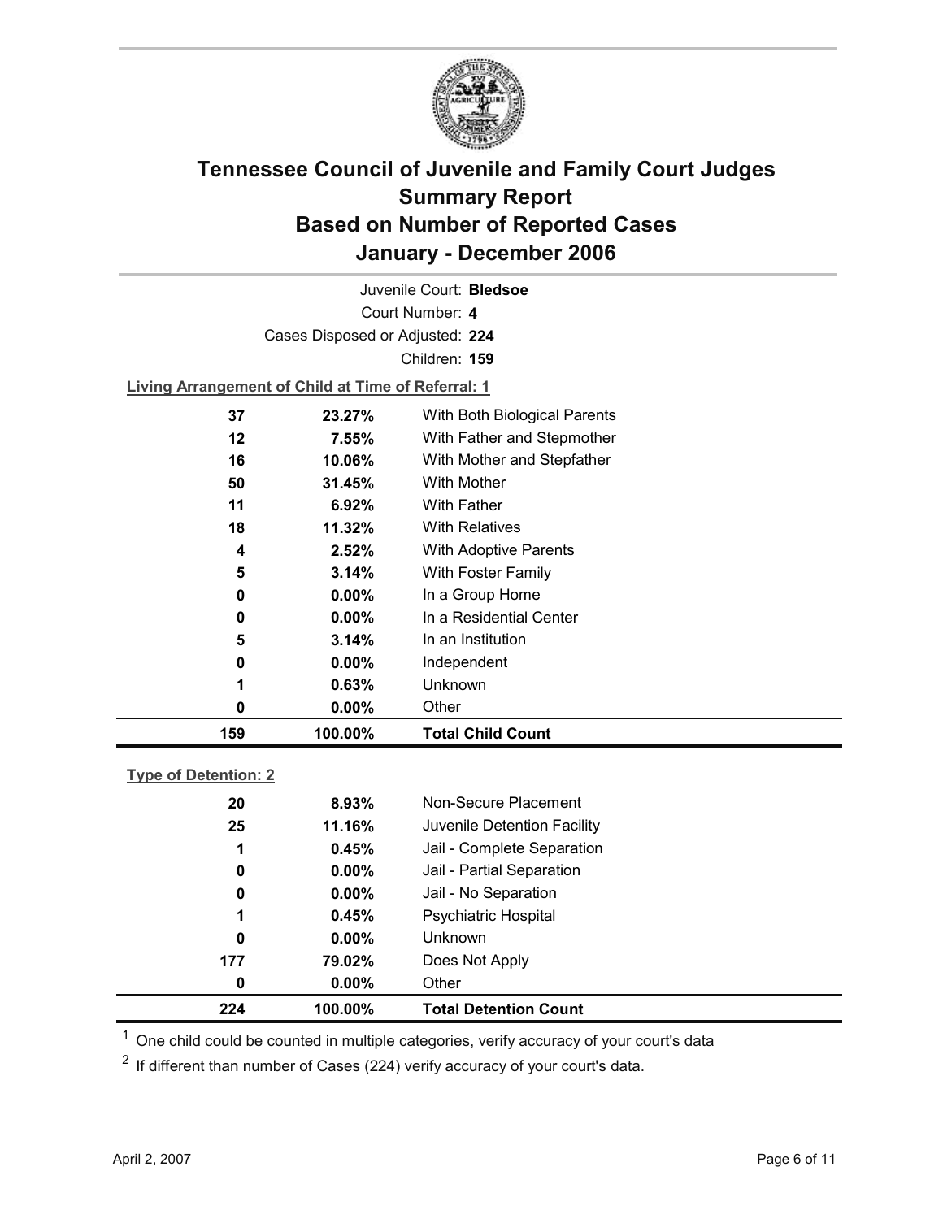# Tennessee Council of Juvenile and Family Court Judges Summary Report Based on Number of Reported Cases January - December 2006

Juvenile Court: **Bledsoe**

Court Number: **4**

Cases Disposed or Adjusted: **224**

Children: **159**

**Living Arrangement of Child at Time of Referral: 1**

| Count | Percent | Living Arrangement |
|---|---|---|
| 37 | 23.27% | With Both Biological Parents |
| 12 | 7.55% | With Father and Stepmother |
| 16 | 10.06% | With Mother and Stepfather |
| 50 | 31.45% | With Mother |
| 11 | 6.92% | With Father |
| 18 | 11.32% | With Relatives |
| 4 | 2.52% | With Adoptive Parents |
| 5 | 3.14% | With Foster Family |
| 0 | 0.00% | In a Group Home |
| 0 | 0.00% | In a Residential Center |
| 5 | 3.14% | In an Institution |
| 0 | 0.00% | Independent |
| 1 | 0.63% | Unknown |
| 0 | 0.00% | Other |
| **159** | **100.00%** | **Total Child Count** |

**Type of Detention: 2**

| Count | Percent | Type of Detention |
|---|---|---|
| 20 | 8.93% | Non-Secure Placement |
| 25 | 11.16% | Juvenile Detention Facility |
| 1 | 0.45% | Jail - Complete Separation |
| 0 | 0.00% | Jail - Partial Separation |
| 0 | 0.00% | Jail - No Separation |
| 1 | 0.45% | Psychiatric Hospital |
| 0 | 0.00% | Unknown |
| 177 | 79.02% | Does Not Apply |
| 0 | 0.00% | Other |
| **224** | **100.00%** | **Total Detention Count** |

[1] One child could be counted in multiple categories, verify accuracy of your court's data

[2] If different than number of Cases (224) verify accuracy of your court's data.

April 2, 2007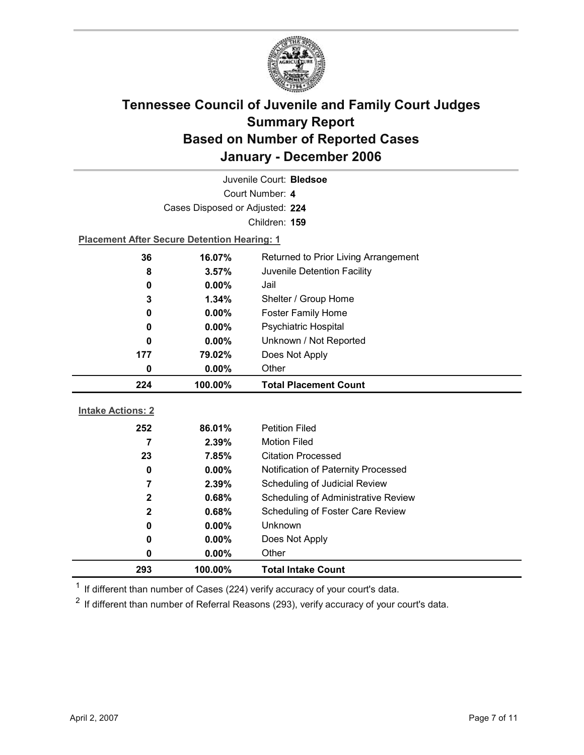# Tennessee Council of Juvenile and Family Court Judges
## Summary Report
## Based on Number of Reported Cases
## January - December 2006

Juvenile Court: **Bledsoe**
Court Number: **4**
Cases Disposed or Adjusted: **224**
Children: **159**

**Placement After Secure Detention Hearing: 1**

| Count | Percent | Placement |
|---|---|---|
| 36 | 16.07% | Returned to Prior Living Arrangement |
| 8 | 3.57% | Juvenile Detention Facility |
| 0 | 0.00% | Jail |
| 3 | 1.34% | Shelter / Group Home |
| 0 | 0.00% | Foster Family Home |
| 0 | 0.00% | Psychiatric Hospital |
| 0 | 0.00% | Unknown / Not Reported |
| 177 | 79.02% | Does Not Apply |
| 0 | 0.00% | Other |
| **224** | **100.00%** | **Total Placement Count** |

**Intake Actions: 2**

| Count | Percent | Intake Action |
|---|---|---|
| 252 | 86.01% | Petition Filed |
| 7 | 2.39% | Motion Filed |
| 23 | 7.85% | Citation Processed |
| 0 | 0.00% | Notification of Paternity Processed |
| 7 | 2.39% | Scheduling of Judicial Review |
| 2 | 0.68% | Scheduling of Administrative Review |
| 2 | 0.68% | Scheduling of Foster Care Review |
| 0 | 0.00% | Unknown |
| 0 | 0.00% | Does Not Apply |
| 0 | 0.00% | Other |
| **293** | **100.00%** | **Total Intake Count** |

[1] If different than number of Cases (224) verify accuracy of your court's data.

[2] If different than number of Referral Reasons (293), verify accuracy of your court's data.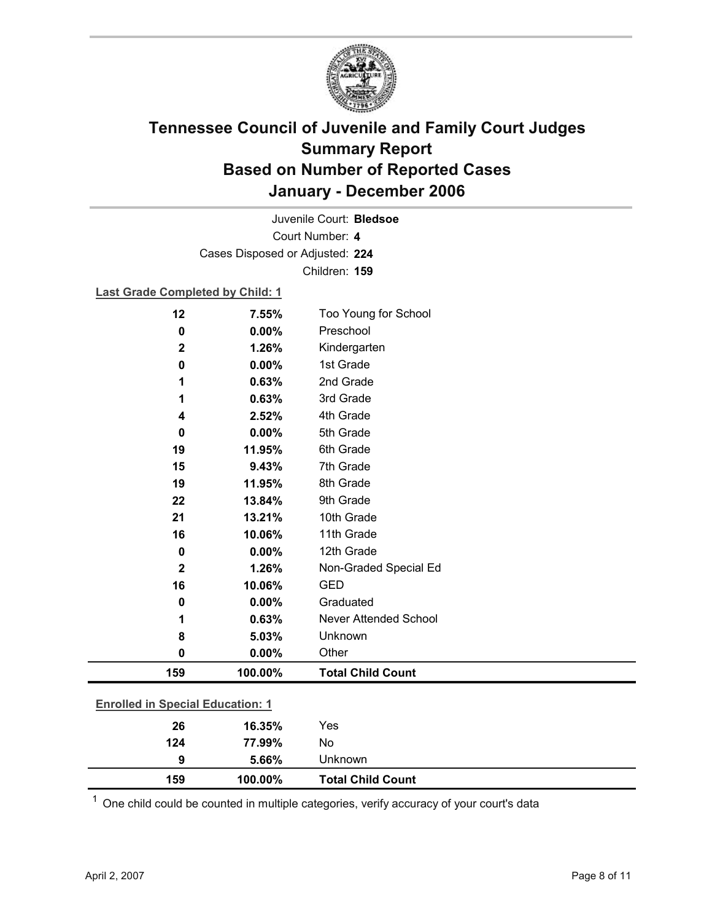# Tennessee Council of Juvenile and Family Court Judges
## Summary Report
## Based on Number of Reported Cases
## January - December 2006

Juvenile Court: **Bledsoe**

Court Number: **4**

Cases Disposed or Adjusted: **224**

Children: **159**

**Last Grade Completed by Child: 1**

| Count | Percent | Category |
|---|---|---|
| 12 | 7.55% | Too Young for School |
| 0 | 0.00% | Preschool |
| 2 | 1.26% | Kindergarten |
| 0 | 0.00% | 1st Grade |
| 1 | 0.63% | 2nd Grade |
| 1 | 0.63% | 3rd Grade |
| 4 | 2.52% | 4th Grade |
| 0 | 0.00% | 5th Grade |
| 19 | 11.95% | 6th Grade |
| 15 | 9.43% | 7th Grade |
| 19 | 11.95% | 8th Grade |
| 22 | 13.84% | 9th Grade |
| 21 | 13.21% | 10th Grade |
| 16 | 10.06% | 11th Grade |
| 0 | 0.00% | 12th Grade |
| 2 | 1.26% | Non-Graded Special Ed |
| 16 | 10.06% | GED |
| 0 | 0.00% | Graduated |
| 1 | 0.63% | Never Attended School |
| 8 | 5.03% | Unknown |
| 0 | 0.00% | Other |
| **159** | **100.00%** | **Total Child Count** |

**Enrolled in Special Education: 1**

| Count | Percent | Category |
|---|---|---|
| 26 | 16.35% | Yes |
| 124 | 77.99% | No |
| 9 | 5.66% | Unknown |
| **159** | **100.00%** | **Total Child Count** |

[1] One child could be counted in multiple categories, verify accuracy of your court's data

April 2, 2007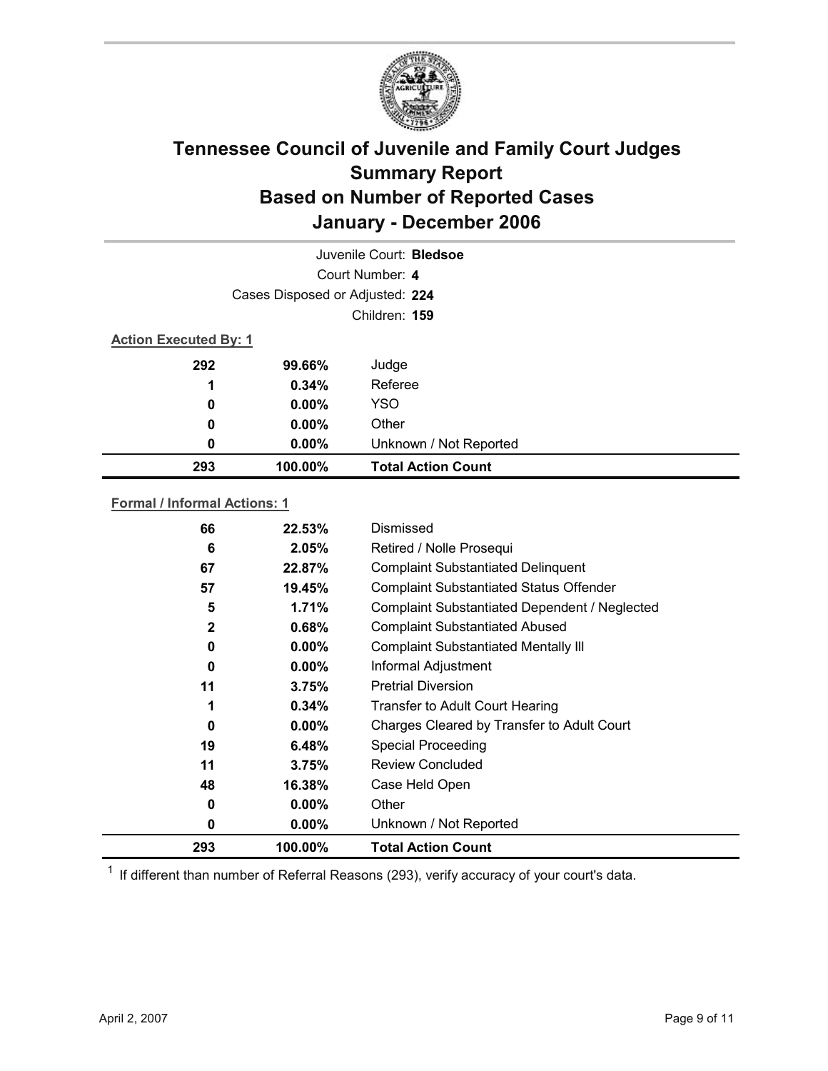# Tennessee Council of Juvenile and Family Court Judges
## Summary Report
## Based on Number of Reported Cases
## January - December 2006

Juvenile Court: **Bledsoe**

Court Number: **4**

Cases Disposed or Adjusted: **224**

Children: **159**

**Action Executed By: 1**

| | | |
|---|---|---|
| 292 | 99.66% | Judge |
| 1 | 0.34% | Referee |
| 0 | 0.00% | YSO |
| 0 | 0.00% | Other |
| 0 | 0.00% | Unknown / Not Reported |
| **293** | **100.00%** | **Total Action Count** |

**Formal / Informal Actions: 1**

| | | |
|---|---|---|
| 66 | 22.53% | Dismissed |
| 6 | 2.05% | Retired / Nolle Prosequi |
| 67 | 22.87% | Complaint Substantiated Delinquent |
| 57 | 19.45% | Complaint Substantiated Status Offender |
| 5 | 1.71% | Complaint Substantiated Dependent / Neglected |
| 2 | 0.68% | Complaint Substantiated Abused |
| 0 | 0.00% | Complaint Substantiated Mentally Ill |
| 0 | 0.00% | Informal Adjustment |
| 11 | 3.75% | Pretrial Diversion |
| 1 | 0.34% | Transfer to Adult Court Hearing |
| 0 | 0.00% | Charges Cleared by Transfer to Adult Court |
| 19 | 6.48% | Special Proceeding |
| 11 | 3.75% | Review Concluded |
| 48 | 16.38% | Case Held Open |
| 0 | 0.00% | Other |
| 0 | 0.00% | Unknown / Not Reported |
| **293** | **100.00%** | **Total Action Count** |

[1] If different than number of Referral Reasons (293), verify accuracy of your court's data.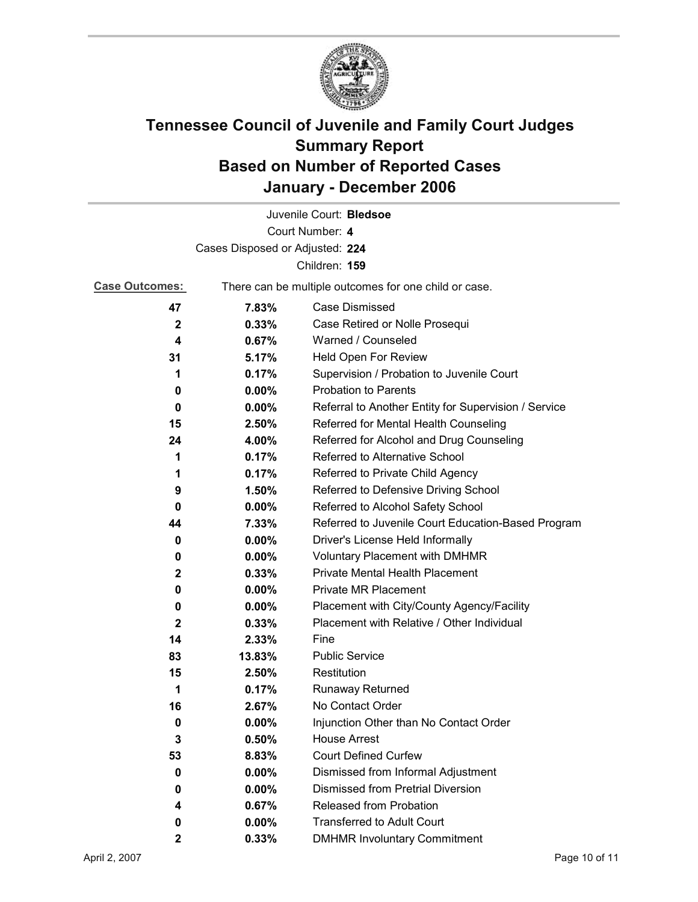# Tennessee Council of Juvenile and Family Court Judges
# Summary Report
# Based on Number of Reported Cases
# January - December 2006

Juvenile Court: **Bledsoe**

Court Number: **4**

Cases Disposed or Adjusted: **224**

Children: **159**

**Case Outcomes:** There can be multiple outcomes for one child or case.

| Count | Percent | Outcome |
|---|---|---|
| **47** | **7.83%** | Case Dismissed |
| **2** | **0.33%** | Case Retired or Nolle Prosequi |
| **4** | **0.67%** | Warned / Counseled |
| **31** | **5.17%** | Held Open For Review |
| **1** | **0.17%** | Supervision / Probation to Juvenile Court |
| **0** | **0.00%** | Probation to Parents |
| **0** | **0.00%** | Referral to Another Entity for Supervision / Service |
| **15** | **2.50%** | Referred for Mental Health Counseling |
| **24** | **4.00%** | Referred for Alcohol and Drug Counseling |
| **1** | **0.17%** | Referred to Alternative School |
| **1** | **0.17%** | Referred to Private Child Agency |
| **9** | **1.50%** | Referred to Defensive Driving School |
| **0** | **0.00%** | Referred to Alcohol Safety School |
| **44** | **7.33%** | Referred to Juvenile Court Education-Based Program |
| **0** | **0.00%** | Driver's License Held Informally |
| **0** | **0.00%** | Voluntary Placement with DMHMR |
| **2** | **0.33%** | Private Mental Health Placement |
| **0** | **0.00%** | Private MR Placement |
| **0** | **0.00%** | Placement with City/County Agency/Facility |
| **2** | **0.33%** | Placement with Relative / Other Individual |
| **14** | **2.33%** | Fine |
| **83** | **13.83%** | Public Service |
| **15** | **2.50%** | Restitution |
| **1** | **0.17%** | Runaway Returned |
| **16** | **2.67%** | No Contact Order |
| **0** | **0.00%** | Injunction Other than No Contact Order |
| **3** | **0.50%** | House Arrest |
| **53** | **8.83%** | Court Defined Curfew |
| **0** | **0.00%** | Dismissed from Informal Adjustment |
| **0** | **0.00%** | Dismissed from Pretrial Diversion |
| **4** | **0.67%** | Released from Probation |
| **0** | **0.00%** | Transferred to Adult Court |
| **2** | **0.33%** | DMHMR Involuntary Commitment |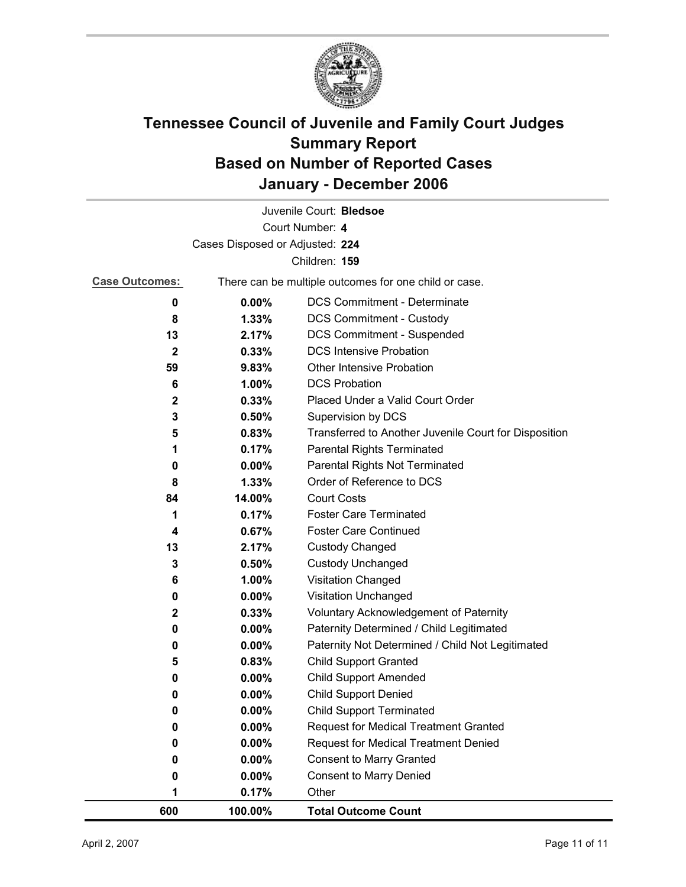# Tennessee Council of Juvenile and Family Court Judges
# Summary Report
# Based on Number of Reported Cases
# January - December 2006

Juvenile Court: **Bledsoe**

Court Number: **4**

Cases Disposed or Adjusted: **224**

Children: **159**

**Case Outcomes:** There can be multiple outcomes for one child or case.

| | | |
|---|---|---|
| **0** | **0.00%** | DCS Commitment - Determinate |
| **8** | **1.33%** | DCS Commitment - Custody |
| **13** | **2.17%** | DCS Commitment - Suspended |
| **2** | **0.33%** | DCS Intensive Probation |
| **59** | **9.83%** | Other Intensive Probation |
| **6** | **1.00%** | DCS Probation |
| **2** | **0.33%** | Placed Under a Valid Court Order |
| **3** | **0.50%** | Supervision by DCS |
| **5** | **0.83%** | Transferred to Another Juvenile Court for Disposition |
| **1** | **0.17%** | Parental Rights Terminated |
| **0** | **0.00%** | Parental Rights Not Terminated |
| **8** | **1.33%** | Order of Reference to DCS |
| **84** | **14.00%** | Court Costs |
| **1** | **0.17%** | Foster Care Terminated |
| **4** | **0.67%** | Foster Care Continued |
| **13** | **2.17%** | Custody Changed |
| **3** | **0.50%** | Custody Unchanged |
| **6** | **1.00%** | Visitation Changed |
| **0** | **0.00%** | Visitation Unchanged |
| **2** | **0.33%** | Voluntary Acknowledgement of Paternity |
| **0** | **0.00%** | Paternity Determined / Child Legitimated |
| **0** | **0.00%** | Paternity Not Determined / Child Not Legitimated |
| **5** | **0.83%** | Child Support Granted |
| **0** | **0.00%** | Child Support Amended |
| **0** | **0.00%** | Child Support Denied |
| **0** | **0.00%** | Child Support Terminated |
| **0** | **0.00%** | Request for Medical Treatment Granted |
| **0** | **0.00%** | Request for Medical Treatment Denied |
| **0** | **0.00%** | Consent to Marry Granted |
| **0** | **0.00%** | Consent to Marry Denied |
| **1** | **0.17%** | Other |
| **600** | **100.00%** | **Total Outcome Count** |

April 2, 2007